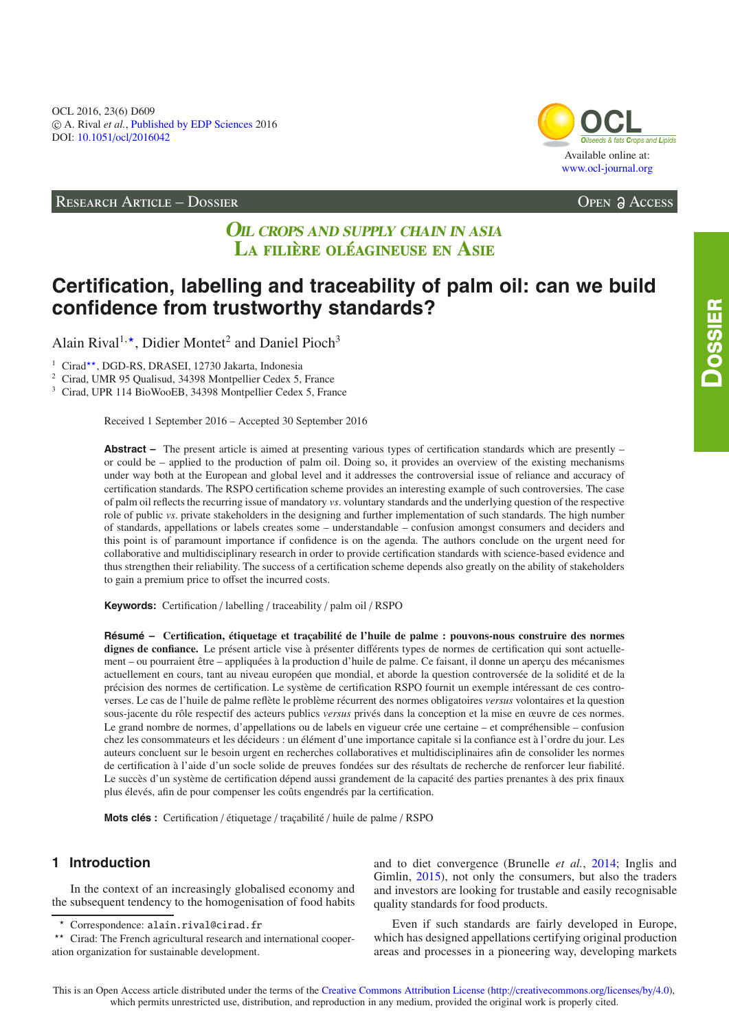OCL 2016, 23(6) D609
© A. Rival *et al.*, Published by EDP Sciences 2016
DOI: 10.1051/ocl/2016042

Available online at:
www.ocl-journal.org

Research Article – Dossier

Open Access

*Oil crops and supply chain in Asia*
*La filière oléagineuse en Asie*

# Certification, labelling and traceability of palm oil: can we build confidence from trustworthy standards?

Alain Rival[1,\*], Didier Montet[2] and Daniel Pioch[3]

[1] Cirad[\*\*], DGD-RS, DRASEI, 12730 Jakarta, Indonesia
[2] Cirad, UMR 95 Qualisud, 34398 Montpellier Cedex 5, France
[3] Cirad, UPR 114 BioWooEB, 34398 Montpellier Cedex 5, France

Received 1 September 2016 – Accepted 30 September 2016

**Abstract –** The present article is aimed at presenting various types of certification standards which are presently – or could be – applied to the production of palm oil. Doing so, it provides an overview of the existing mechanisms under way both at the European and global level and it addresses the controversial issue of reliance and accuracy of certification standards. The RSPO certification scheme provides an interesting example of such controversies. The case of palm oil reflects the recurring issue of mandatory *vs*. voluntary standards and the underlying question of the respective role of public *vs*. private stakeholders in the designing and further implementation of such standards. The high number of standards, appellations or labels creates some – understandable – confusion amongst consumers and deciders and this point is of paramount importance if confidence is on the agenda. The authors conclude on the urgent need for collaborative and multidisciplinary research in order to provide certification standards with science-based evidence and thus strengthen their reliability. The success of a certification scheme depends also greatly on the ability of stakeholders to gain a premium price to offset the incurred costs.

**Keywords:** Certification / labelling / traceability / palm oil / RSPO

**Résumé – Certification, étiquetage et traçabilité de l'huile de palme : pouvons-nous construire des normes dignes de confiance.** Le présent article vise à présenter différents types de normes de certification qui sont actuellement – ou pourraient être – appliquées à la production d'huile de palme. Ce faisant, il donne un aperçu des mécanismes actuellement en cours, tant au niveau européen que mondial, et aborde la question controversée de la solidité et de la précision des normes de certification. Le système de certification RSPO fournit un exemple intéressant de ces controverses. Le cas de l'huile de palme reflète le problème récurrent des normes obligatoires *versus* volontaires et la question sous-jacente du rôle respectif des acteurs publics *versus* privés dans la conception et la mise en œuvre de ces normes. Le grand nombre de normes, d'appellations ou de labels en vigueur crée une certaine – et compréhensible – confusion chez les consommateurs et les décideurs : un élément d'une importance capitale si la confiance est à l'ordre du jour. Les auteurs concluent sur le besoin urgent en recherches collaboratives et multidisciplinaires afin de consolider les normes de certification à l'aide d'un socle solide de preuves fondées sur des résultats de recherche de renforcer leur fiabilité. Le succès d'un système de certification dépend aussi grandement de la capacité des parties prenantes à des prix finaux plus élevés, afin de pour compenser les coûts engendrés par la certification.

**Mots clés :** Certification / étiquetage / traçabilité / huile de palme / RSPO

## 1 Introduction

In the context of an increasingly globalised economy and the subsequent tendency to the homogenisation of food habits and to diet convergence (Brunelle *et al.*, 2014; Inglis and Gimlin, 2015), not only the consumers, but also the traders and investors are looking for trustable and easily recognisable quality standards for food products.

Even if such standards are fairly developed in Europe, which has designed appellations certifying original production areas and processes in a pioneering way, developing markets

\* Correspondence: alain.rival@cirad.fr

\*\* Cirad: The French agricultural research and international cooperation organization for sustainable development.

This is an Open Access article distributed under the terms of the Creative Commons Attribution License (http://creativecommons.org/licenses/by/4.0), which permits unrestricted use, distribution, and reproduction in any medium, provided the original work is properly cited.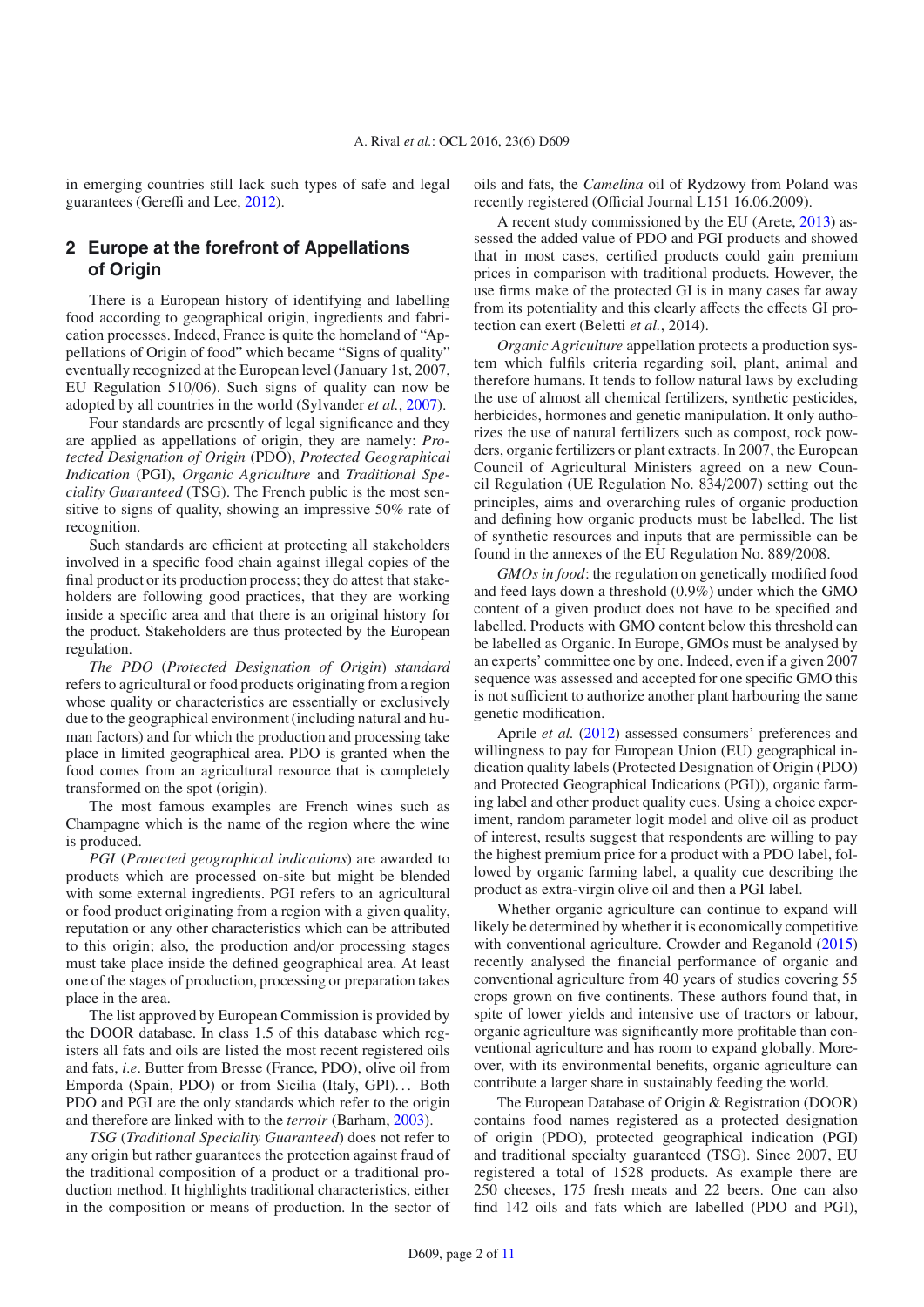in emerging countries still lack such types of safe and legal guarantees (Gereffi and Lee, 2012).

## 2 Europe at the forefront of Appellations of Origin

There is a European history of identifying and labelling food according to geographical origin, ingredients and fabrication processes. Indeed, France is quite the homeland of "Appellations of Origin of food" which became "Signs of quality" eventually recognized at the European level (January 1st, 2007, EU Regulation 510/06). Such signs of quality can now be adopted by all countries in the world (Sylvander *et al.*, 2007).

Four standards are presently of legal significance and they are applied as appellations of origin, they are namely: *Protected Designation of Origin* (PDO), *Protected Geographical Indication* (PGI), *Organic Agriculture* and *Traditional Speciality Guaranteed* (TSG). The French public is the most sensitive to signs of quality, showing an impressive 50% rate of recognition.

Such standards are efficient at protecting all stakeholders involved in a specific food chain against illegal copies of the final product or its production process; they do attest that stakeholders are following good practices, that they are working inside a specific area and that there is an original history for the product. Stakeholders are thus protected by the European regulation.

*The PDO* (*Protected Designation of Origin*) *standard* refers to agricultural or food products originating from a region whose quality or characteristics are essentially or exclusively due to the geographical environment (including natural and human factors) and for which the production and processing take place in limited geographical area. PDO is granted when the food comes from an agricultural resource that is completely transformed on the spot (origin).

The most famous examples are French wines such as Champagne which is the name of the region where the wine is produced.

*PGI* (*Protected geographical indications*) are awarded to products which are processed on-site but might be blended with some external ingredients. PGI refers to an agricultural or food product originating from a region with a given quality, reputation or any other characteristics which can be attributed to this origin; also, the production and/or processing stages must take place inside the defined geographical area. At least one of the stages of production, processing or preparation takes place in the area.

The list approved by European Commission is provided by the DOOR database. In class 1.5 of this database which registers all fats and oils are listed the most recent registered oils and fats, *i.e*. Butter from Bresse (France, PDO), olive oil from Emporda (Spain, PDO) or from Sicilia (Italy, GPI)... Both PDO and PGI are the only standards which refer to the origin and therefore are linked with to the *terroir* (Barham, 2003).

*TSG* (*Traditional Speciality Guaranteed*) does not refer to any origin but rather guarantees the protection against fraud of the traditional composition of a product or a traditional production method. It highlights traditional characteristics, either in the composition or means of production. In the sector of oils and fats, the *Camelina* oil of Rydzowy from Poland was recently registered (Official Journal L151 16.06.2009).

A recent study commissioned by the EU (Arete, 2013) assessed the added value of PDO and PGI products and showed that in most cases, certified products could gain premium prices in comparison with traditional products. However, the use firms make of the protected GI is in many cases far away from its potentiality and this clearly affects the effects GI protection can exert (Beletti *et al.*, 2014).

*Organic Agriculture* appellation protects a production system which fulfils criteria regarding soil, plant, animal and therefore humans. It tends to follow natural laws by excluding the use of almost all chemical fertilizers, synthetic pesticides, herbicides, hormones and genetic manipulation. It only authorizes the use of natural fertilizers such as compost, rock powders, organic fertilizers or plant extracts. In 2007, the European Council of Agricultural Ministers agreed on a new Council Regulation (UE Regulation No. 834/2007) setting out the principles, aims and overarching rules of organic production and defining how organic products must be labelled. The list of synthetic resources and inputs that are permissible can be found in the annexes of the EU Regulation No. 889/2008.

*GMOs in food*: the regulation on genetically modified food and feed lays down a threshold (0.9%) under which the GMO content of a given product does not have to be specified and labelled. Products with GMO content below this threshold can be labelled as Organic. In Europe, GMOs must be analysed by an experts' committee one by one. Indeed, even if a given 2007 sequence was assessed and accepted for one specific GMO this is not sufficient to authorize another plant harbouring the same genetic modification.

Aprile *et al.* (2012) assessed consumers' preferences and willingness to pay for European Union (EU) geographical indication quality labels (Protected Designation of Origin (PDO) and Protected Geographical Indications (PGI)), organic farming label and other product quality cues. Using a choice experiment, random parameter logit model and olive oil as product of interest, results suggest that respondents are willing to pay the highest premium price for a product with a PDO label, followed by organic farming label, a quality cue describing the product as extra-virgin olive oil and then a PGI label.

Whether organic agriculture can continue to expand will likely be determined by whether it is economically competitive with conventional agriculture. Crowder and Reganold (2015) recently analysed the financial performance of organic and conventional agriculture from 40 years of studies covering 55 crops grown on five continents. These authors found that, in spite of lower yields and intensive use of tractors or labour, organic agriculture was significantly more profitable than conventional agriculture and has room to expand globally. Moreover, with its environmental benefits, organic agriculture can contribute a larger share in sustainably feeding the world.

The European Database of Origin & Registration (DOOR) contains food names registered as a protected designation of origin (PDO), protected geographical indication (PGI) and traditional specialty guaranteed (TSG). Since 2007, EU registered a total of 1528 products. As example there are 250 cheeses, 175 fresh meats and 22 beers. One can also find 142 oils and fats which are labelled (PDO and PGI),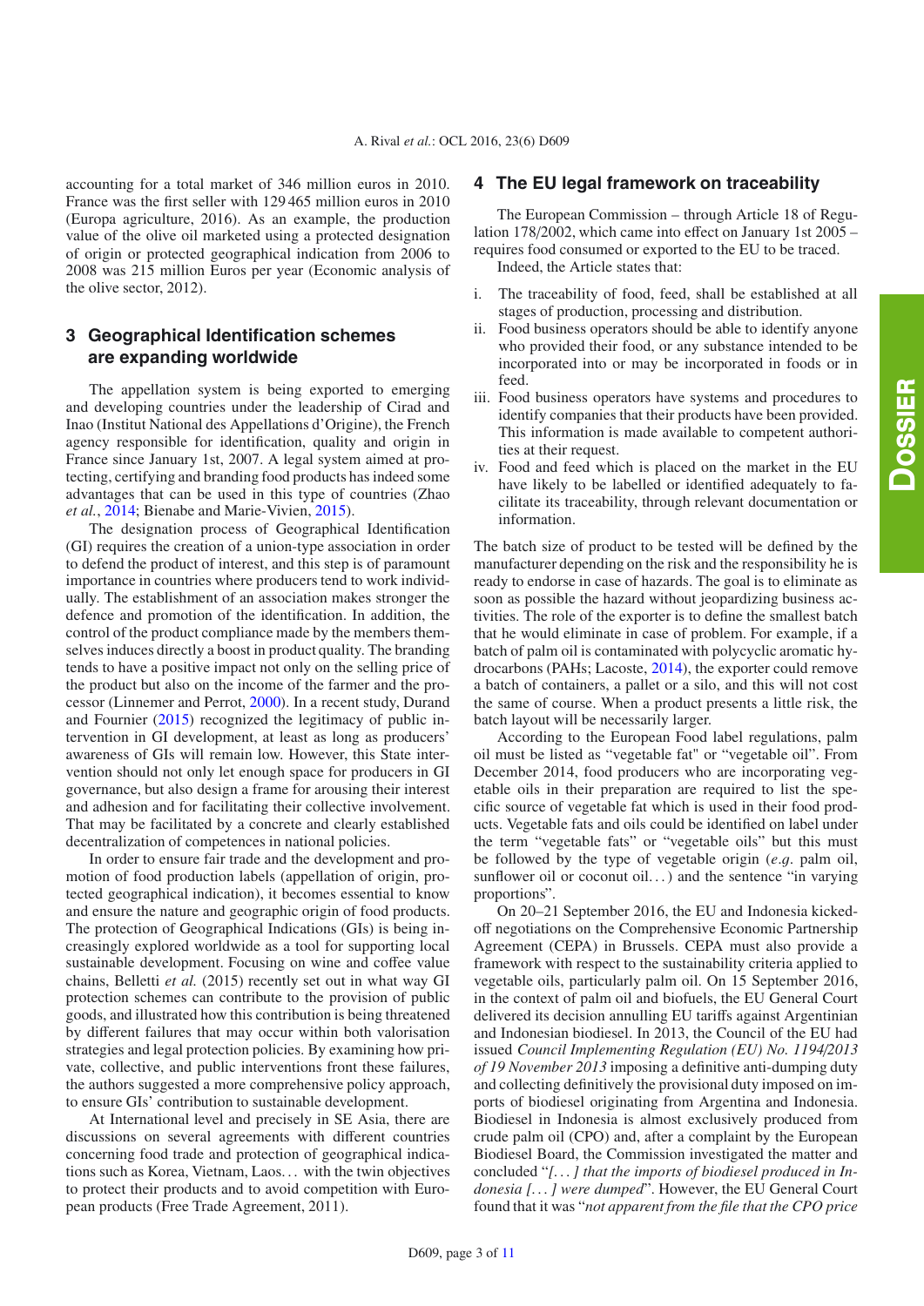accounting for a total market of 346 million euros in 2010. France was the first seller with 129 465 million euros in 2010 (Europa agriculture, 2016). As an example, the production value of the olive oil marketed using a protected designation of origin or protected geographical indication from 2006 to 2008 was 215 million Euros per year (Economic analysis of the olive sector, 2012).

## 3 Geographical Identification schemes are expanding worldwide

The appellation system is being exported to emerging and developing countries under the leadership of Cirad and Inao (Institut National des Appellations d'Origine), the French agency responsible for identification, quality and origin in France since January 1st, 2007. A legal system aimed at protecting, certifying and branding food products has indeed some advantages that can be used in this type of countries (Zhao *et al.*, 2014; Bienabe and Marie-Vivien, 2015).

The designation process of Geographical Identification (GI) requires the creation of a union-type association in order to defend the product of interest, and this step is of paramount importance in countries where producers tend to work individually. The establishment of an association makes stronger the defence and promotion of the identification. In addition, the control of the product compliance made by the members themselves induces directly a boost in product quality. The branding tends to have a positive impact not only on the selling price of the product but also on the income of the farmer and the processor (Linnemer and Perrot, 2000). In a recent study, Durand and Fournier (2015) recognized the legitimacy of public intervention in GI development, at least as long as producers' awareness of GIs will remain low. However, this State intervention should not only let enough space for producers in GI governance, but also design a frame for arousing their interest and adhesion and for facilitating their collective involvement. That may be facilitated by a concrete and clearly established decentralization of competences in national policies.

In order to ensure fair trade and the development and promotion of food production labels (appellation of origin, protected geographical indication), it becomes essential to know and ensure the nature and geographic origin of food products. The protection of Geographical Indications (GIs) is being increasingly explored worldwide as a tool for supporting local sustainable development. Focusing on wine and coffee value chains, Belletti *et al.* (2015) recently set out in what way GI protection schemes can contribute to the provision of public goods, and illustrated how this contribution is being threatened by different failures that may occur within both valorisation strategies and legal protection policies. By examining how private, collective, and public interventions front these failures, the authors suggested a more comprehensive policy approach, to ensure GIs' contribution to sustainable development.

At International level and precisely in SE Asia, there are discussions on several agreements with different countries concerning food trade and protection of geographical indications such as Korea, Vietnam, Laos... with the twin objectives to protect their products and to avoid competition with European products (Free Trade Agreement, 2011).

## 4 The EU legal framework on traceability

The European Commission – through Article 18 of Regulation 178/2002, which came into effect on January 1st 2005 – requires food consumed or exported to the EU to be traced.

Indeed, the Article states that:

i. The traceability of food, feed, shall be established at all stages of production, processing and distribution.
ii. Food business operators should be able to identify anyone who provided their food, or any substance intended to be incorporated into or may be incorporated in foods or in feed.
iii. Food business operators have systems and procedures to identify companies that their products have been provided. This information is made available to competent authorities at their request.
iv. Food and feed which is placed on the market in the EU have likely to be labelled or identified adequately to facilitate its traceability, through relevant documentation or information.

The batch size of product to be tested will be defined by the manufacturer depending on the risk and the responsibility he is ready to endorse in case of hazards. The goal is to eliminate as soon as possible the hazard without jeopardizing business activities. The role of the exporter is to define the smallest batch that he would eliminate in case of problem. For example, if a batch of palm oil is contaminated with polycyclic aromatic hydrocarbons (PAHs; Lacoste, 2014), the exporter could remove a batch of containers, a pallet or a silo, and this will not cost the same of course. When a product presents a little risk, the batch layout will be necessarily larger.

According to the European Food label regulations, palm oil must be listed as "vegetable fat" or "vegetable oil". From December 2014, food producers who are incorporating vegetable oils in their preparation are required to list the specific source of vegetable fat which is used in their food products. Vegetable fats and oils could be identified on label under the term "vegetable fats" or "vegetable oils" but this must be followed by the type of vegetable origin (*e.g.* palm oil, sunflower oil or coconut oil...) and the sentence "in varying proportions".

On 20–21 September 2016, the EU and Indonesia kicked-off negotiations on the Comprehensive Economic Partnership Agreement (CEPA) in Brussels. CEPA must also provide a framework with respect to the sustainability criteria applied to vegetable oils, particularly palm oil. On 15 September 2016, in the context of palm oil and biofuels, the EU General Court delivered its decision annulling EU tariffs against Argentinian and Indonesian biodiesel. In 2013, the Council of the EU had issued *Council Implementing Regulation (EU) No. 1194/2013 of 19 November 2013* imposing a definitive anti-dumping duty and collecting definitively the provisional duty imposed on imports of biodiesel originating from Argentina and Indonesia. Biodiesel in Indonesia is almost exclusively produced from crude palm oil (CPO) and, after a complaint by the European Biodiesel Board, the Commission investigated the matter and concluded "*[...] that the imports of biodiesel produced in Indonesia [...] were dumped*". However, the EU General Court found that it was "*not apparent from the file that the CPO price*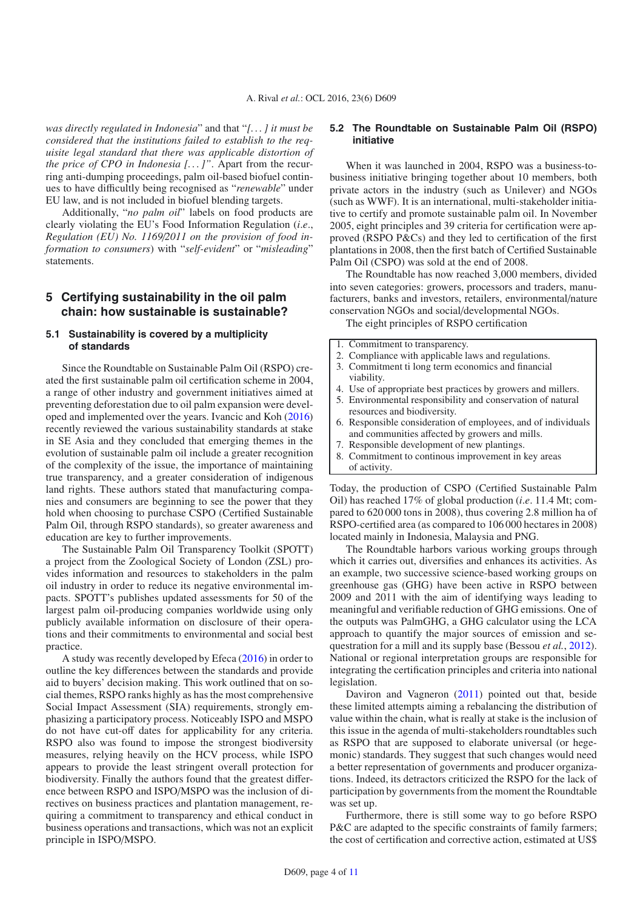*was directly regulated in Indonesia*" and that "*[. . . ] it must be considered that the institutions failed to establish to the requisite legal standard that there was applicable distortion of the price of CPO in Indonesia [. . . ]*". Apart from the recurring anti-dumping proceedings, palm oil-based biofuel continues to have difficultly being recognised as "*renewable*" under EU law, and is not included in biofuel blending targets.

Additionally, "*no palm oil*" labels on food products are clearly violating the EU's Food Information Regulation (*i.e*., *Regulation (EU) No. 1169/2011 on the provision of food information to consumers*) with "*self-evident*" or "*misleading*" statements.

## 5 Certifying sustainability in the oil palm chain: how sustainable is sustainable?

### 5.1 Sustainability is covered by a multiplicity of standards

Since the Roundtable on Sustainable Palm Oil (RSPO) created the first sustainable palm oil certification scheme in 2004, a range of other industry and government initiatives aimed at preventing deforestation due to oil palm expansion were developed and implemented over the years. Ivancic and Koh (2016) recently reviewed the various sustainability standards at stake in SE Asia and they concluded that emerging themes in the evolution of sustainable palm oil include a greater recognition of the complexity of the issue, the importance of maintaining true transparency, and a greater consideration of indigenous land rights. These authors stated that manufacturing companies and consumers are beginning to see the power that they hold when choosing to purchase CSPO (Certified Sustainable Palm Oil, through RSPO standards), so greater awareness and education are key to further improvements.

The Sustainable Palm Oil Transparency Toolkit (SPOTT) a project from the Zoological Society of London (ZSL) provides information and resources to stakeholders in the palm oil industry in order to reduce its negative environmental impacts. SPOTT's publishes updated assessments for 50 of the largest palm oil-producing companies worldwide using only publicly available information on disclosure of their operations and their commitments to environmental and social best practice.

A study was recently developed by Efeca (2016) in order to outline the key differences between the standards and provide aid to buyers' decision making. This work outlined that on social themes, RSPO ranks highly as has the most comprehensive Social Impact Assessment (SIA) requirements, strongly emphasizing a participatory process. Noticeably ISPO and MSPO do not have cut-off dates for applicability for any criteria. RSPO also was found to impose the strongest biodiversity measures, relying heavily on the HCV process, while ISPO appears to provide the least stringent overall protection for biodiversity. Finally the authors found that the greatest difference between RSPO and ISPO/MSPO was the inclusion of directives on business practices and plantation management, requiring a commitment to transparency and ethical conduct in business operations and transactions, which was not an explicit principle in ISPO/MSPO.

### 5.2 The Roundtable on Sustainable Palm Oil (RSPO) initiative

When it was launched in 2004, RSPO was a business-to-business initiative bringing together about 10 members, both private actors in the industry (such as Unilever) and NGOs (such as WWF). It is an international, multi-stakeholder initiative to certify and promote sustainable palm oil. In November 2005, eight principles and 39 criteria for certification were approved (RSPO P&Cs) and they led to certification of the first plantations in 2008, then the first batch of Certified Sustainable Palm Oil (CSPO) was sold at the end of 2008.

The Roundtable has now reached 3,000 members, divided into seven categories: growers, processors and traders, manufacturers, banks and investors, retailers, environmental/nature conservation NGOs and social/developmental NGOs.

The eight principles of RSPO certification

1. Commitment to transparency.
2. Compliance with applicable laws and regulations.
3. Commitment ti long term economics and financial viability.
4. Use of appropriate best practices by growers and millers.
5. Environmental responsibility and conservation of natural resources and biodiversity.
6. Responsible consideration of employees, and of individuals and communities affected by growers and mills.
7. Responsible development of new plantings.
8. Commitment to continous improvement in key areas of activity.

Today, the production of CSPO (Certified Sustainable Palm Oil) has reached 17% of global production (*i.e*. 11.4 Mt; compared to 620 000 tons in 2008), thus covering 2.8 million ha of RSPO-certified area (as compared to 106 000 hectares in 2008) located mainly in Indonesia, Malaysia and PNG.

The Roundtable harbors various working groups through which it carries out, diversifies and enhances its activities. As an example, two successive science-based working groups on greenhouse gas (GHG) have been active in RSPO between 2009 and 2011 with the aim of identifying ways leading to meaningful and verifiable reduction of GHG emissions. One of the outputs was PalmGHG, a GHG calculator using the LCA approach to quantify the major sources of emission and sequestration for a mill and its supply base (Bessou *et al.*, 2012). National or regional interpretation groups are responsible for integrating the certification principles and criteria into national legislation.

Daviron and Vagneron (2011) pointed out that, beside these limited attempts aiming a rebalancing the distribution of value within the chain, what is really at stake is the inclusion of this issue in the agenda of multi-stakeholders roundtables such as RSPO that are supposed to elaborate universal (or hegemonic) standards. They suggest that such changes would need a better representation of governments and producer organizations. Indeed, its detractors criticized the RSPO for the lack of participation by governments from the moment the Roundtable was set up.

Furthermore, there is still some way to go before RSPO P&C are adapted to the specific constraints of family farmers; the cost of certification and corrective action, estimated at US$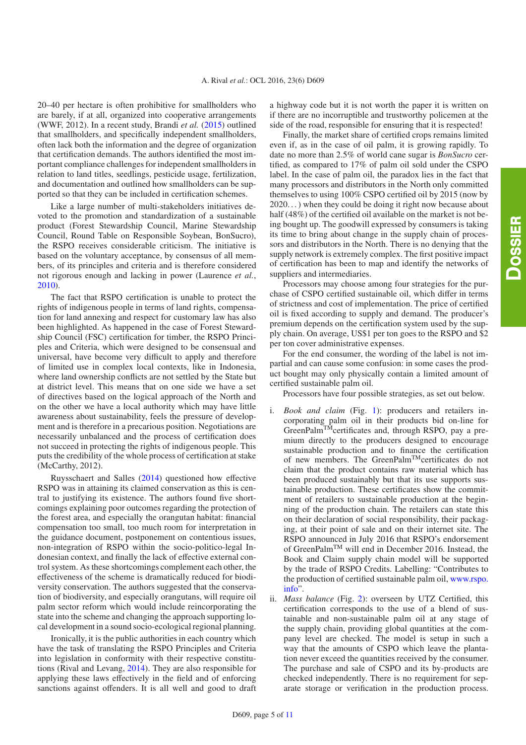20–40 per hectare is often prohibitive for smallholders who are barely, if at all, organized into cooperative arrangements (WWF, 2012). In a recent study, Brandi *et al.* (2015) outlined that smallholders, and specifically independent smallholders, often lack both the information and the degree of organization that certification demands. The authors identified the most important compliance challenges for independent smallholders in relation to land titles, seedlings, pesticide usage, fertilization, and documentation and outlined how smallholders can be supported so that they can be included in certification schemes.

Like a large number of multi-stakeholders initiatives devoted to the promotion and standardization of a sustainable product (Forest Stewardship Council, Marine Stewardship Council, Round Table on Responsible Soybean, BonSucro), the RSPO receives considerable criticism. The initiative is based on the voluntary acceptance, by consensus of all members, of its principles and criteria and is therefore considered not rigorous enough and lacking in power (Laurence *et al.*, 2010).

The fact that RSPO certification is unable to protect the rights of indigenous people in terms of land rights, compensation for land annexing and respect for customary law has also been highlighted. As happened in the case of Forest Stewardship Council (FSC) certification for timber, the RSPO Principles and Criteria, which were designed to be consensual and universal, have become very difficult to apply and therefore of limited use in complex local contexts, like in Indonesia, where land ownership conflicts are not settled by the State but at district level. This means that on one side we have a set of directives based on the logical approach of the North and on the other we have a local authority which may have little awareness about sustainability, feels the pressure of development and is therefore in a precarious position. Negotiations are necessarily unbalanced and the process of certification does not succeed in protecting the rights of indigenous people. This puts the credibility of the whole process of certification at stake (McCarthy, 2012).

Ruysschaert and Salles (2014) questioned how effective RSPO was in attaining its claimed conservation as this is central to justifying its existence. The authors found five shortcomings explaining poor outcomes regarding the protection of the forest area, and especially the orangutan habitat: financial compensation too small, too much room for interpretation in the guidance document, postponement on contentious issues, non-integration of RSPO within the socio-politico-legal Indonesian context, and finally the lack of effective external control system. As these shortcomings complement each other, the effectiveness of the scheme is dramatically reduced for biodiversity conservation. The authors suggested that the conservation of biodiversity, and especially orangutans, will require oil palm sector reform which would include reincorporating the state into the scheme and changing the approach supporting local development in a sound socio-ecological regional planning.

Ironically, it is the public authorities in each country which have the task of translating the RSPO Principles and Criteria into legislation in conformity with their respective constitutions (Rival and Levang, 2014). They are also responsible for applying these laws effectively in the field and of enforcing sanctions against offenders. It is all well and good to draft a highway code but it is not worth the paper it is written on if there are no incorruptible and trustworthy policemen at the side of the road, responsible for ensuring that it is respected!

Finally, the market share of certified crops remains limited even if, as in the case of oil palm, it is growing rapidly. To date no more than 2.5% of world cane sugar is *BonSucro* certified, as compared to 17% of palm oil sold under the CSPO label. In the case of palm oil, the paradox lies in the fact that many processors and distributors in the North only committed themselves to using 100% CSPO certified oil by 2015 (now by 2020...) when they could be doing it right now because about half (48%) of the certified oil available on the market is not being bought up. The goodwill expressed by consumers is taking its time to bring about change in the supply chain of processors and distributors in the North. There is no denying that the supply network is extremely complex. The first positive impact of certification has been to map and identify the networks of suppliers and intermediaries.

Processors may choose among four strategies for the purchase of CSPO certified sustainable oil, which differ in terms of strictness and cost of implementation. The price of certified oil is fixed according to supply and demand. The producer's premium depends on the certification system used by the supply chain. On average, US$1 per ton goes to the RSPO and $2 per ton cover administrative expenses.

For the end consumer, the wording of the label is not impartial and can cause some confusion: in some cases the product bought may only physically contain a limited amount of certified sustainable palm oil.

Processors have four possible strategies, as set out below.

i. *Book and claim* (Fig. 1): producers and retailers incorporating palm oil in their products bid on-line for GreenPalm™certificates and, through RSPO, pay a premium directly to the producers designed to encourage sustainable production and to finance the certification of new members. The GreenPalm™certificates do not claim that the product contains raw material which has been produced sustainably but that its use supports sustainable production. These certificates show the commitment of retailers to sustainable production at the beginning of the production chain. The retailers can state this on their declaration of social responsibility, their packaging, at their point of sale and on their internet site. The RSPO announced in July 2016 that RSPO's endorsement of GreenPalm™ will end in December 2016. Instead, the Book and Claim supply chain model will be supported by the trade of RSPO Credits. Labelling: "Contributes to the production of certified sustainable palm oil, www.rspo.info".
ii. *Mass balance* (Fig. 2): overseen by UTZ Certified, this certification corresponds to the use of a blend of sustainable and non-sustainable palm oil at any stage of the supply chain, providing global quantities at the company level are checked. The model is setup in such a way that the amounts of CSPO which leave the plantation never exceed the quantities received by the consumer. The purchase and sale of CSPO and its by-products are checked independently. There is no requirement for separate storage or verification in the production process.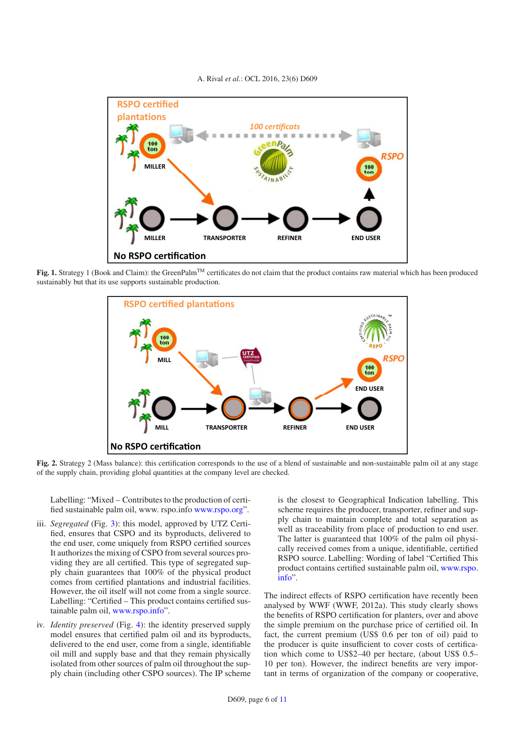Fig. 1. Strategy 1 (Book and Claim): the GreenPalm™ certificates do not claim that the product contains raw material which has been produced sustainably but that its use supports sustainable production.

Fig. 2. Strategy 2 (Mass balance): this certification corresponds to the use of a blend of sustainable and non-sustainable palm oil at any stage of the supply chain, providing global quantities at the company level are checked.

Labelling: "Mixed – Contributes to the production of certified sustainable palm oil, www. rspo.info www.rspo.org".

iii. *Segregated* (Fig. 3): this model, approved by UTZ Certified, ensures that CSPO and its byproducts, delivered to the end user, come uniquely from RSPO certified sources It authorizes the mixing of CSPO from several sources providing they are all certified. This type of segregated supply chain guarantees that 100% of the physical product comes from certified plantations and industrial facilities. However, the oil itself will not come from a single source. Labelling: "Certified – This product contains certified sustainable palm oil, www.rspo.info".

iv. *Identity preserved* (Fig. 4): the identity preserved supply model ensures that certified palm oil and its byproducts, delivered to the end user, come from a single, identifiable oil mill and supply base and that they remain physically isolated from other sources of palm oil throughout the supply chain (including other CSPO sources). The IP scheme is the closest to Geographical Indication labelling. This scheme requires the producer, transporter, refiner and supply chain to maintain complete and total separation as well as traceability from place of production to end user. The latter is guaranteed that 100% of the palm oil physically received comes from a unique, identifiable, certified RSPO source. Labelling: Wording of label "Certified This product contains certified sustainable palm oil, www.rspo.info".

The indirect effects of RSPO certification have recently been analysed by WWF (WWF, 2012a). This study clearly shows the benefits of RSPO certification for planters, over and above the simple premium on the purchase price of certified oil. In fact, the current premium (US$ 0.6 per ton of oil) paid to the producer is quite insufficient to cover costs of certification which come to US$2–40 per hectare, (about US$ 0.5–10 per ton). However, the indirect benefits are very important in terms of organization of the company or cooperative,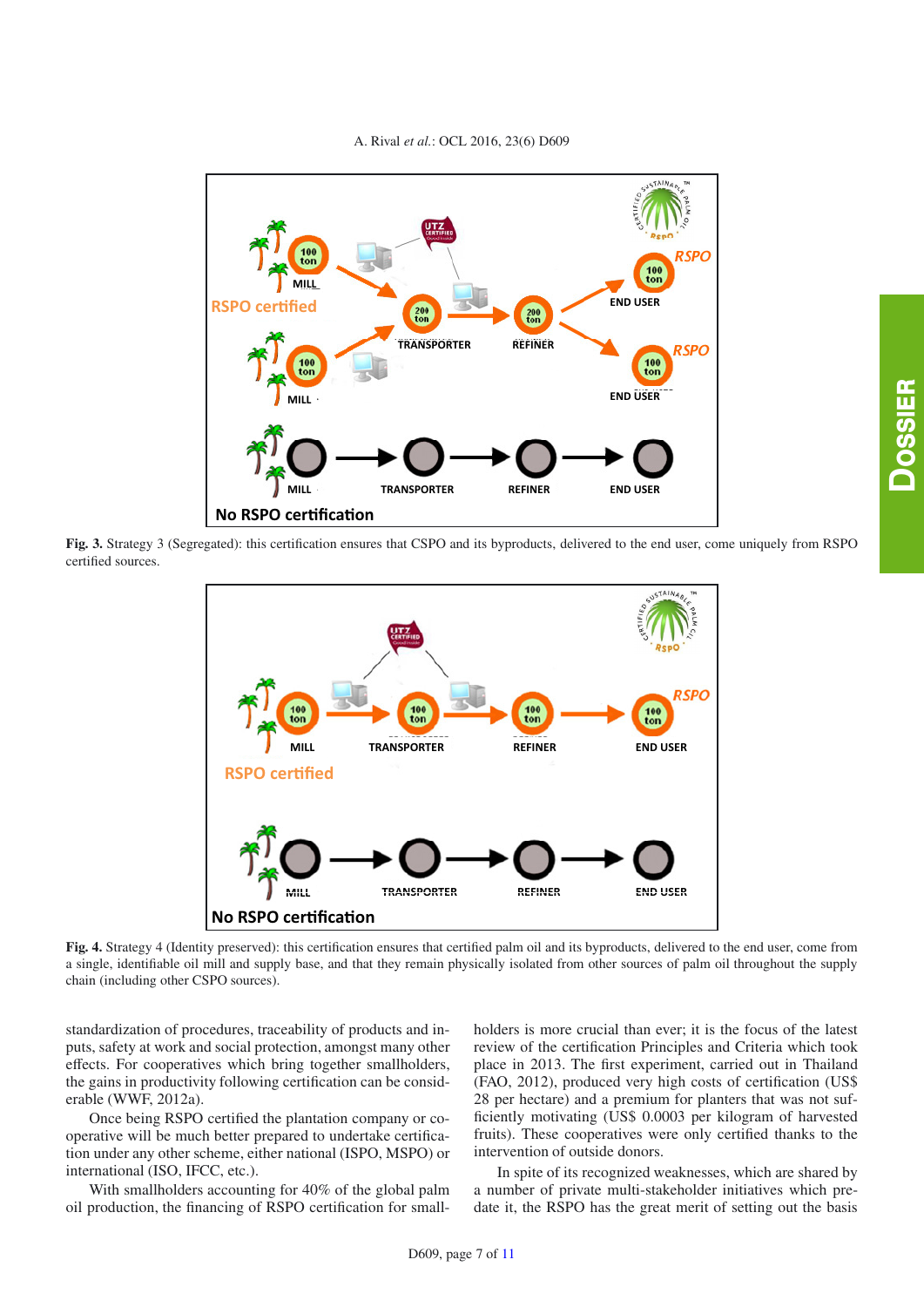**Fig. 3.** Strategy 3 (Segregated): this certification ensures that CSPO and its byproducts, delivered to the end user, come uniquely from RSPO certified sources.

**Fig. 4.** Strategy 4 (Identity preserved): this certification ensures that certified palm oil and its byproducts, delivered to the end user, come from a single, identifiable oil mill and supply base, and that they remain physically isolated from other sources of palm oil throughout the supply chain (including other CSPO sources).

standardization of procedures, traceability of products and inputs, safety at work and social protection, amongst many other effects. For cooperatives which bring together smallholders, the gains in productivity following certification can be considerable (WWF, 2012a).

Once being RSPO certified the plantation company or cooperative will be much better prepared to undertake certification under any other scheme, either national (ISPO, MSPO) or international (ISO, IFCC, etc.).

With smallholders accounting for 40% of the global palm oil production, the financing of RSPO certification for smallholders is more crucial than ever; it is the focus of the latest review of the certification Principles and Criteria which took place in 2013. The first experiment, carried out in Thailand (FAO, 2012), produced very high costs of certification (US$ 28 per hectare) and a premium for planters that was not sufficiently motivating (US$ 0.0003 per kilogram of harvested fruits). These cooperatives were only certified thanks to the intervention of outside donors.

In spite of its recognized weaknesses, which are shared by a number of private multi-stakeholder initiatives which predate it, the RSPO has the great merit of setting out the basis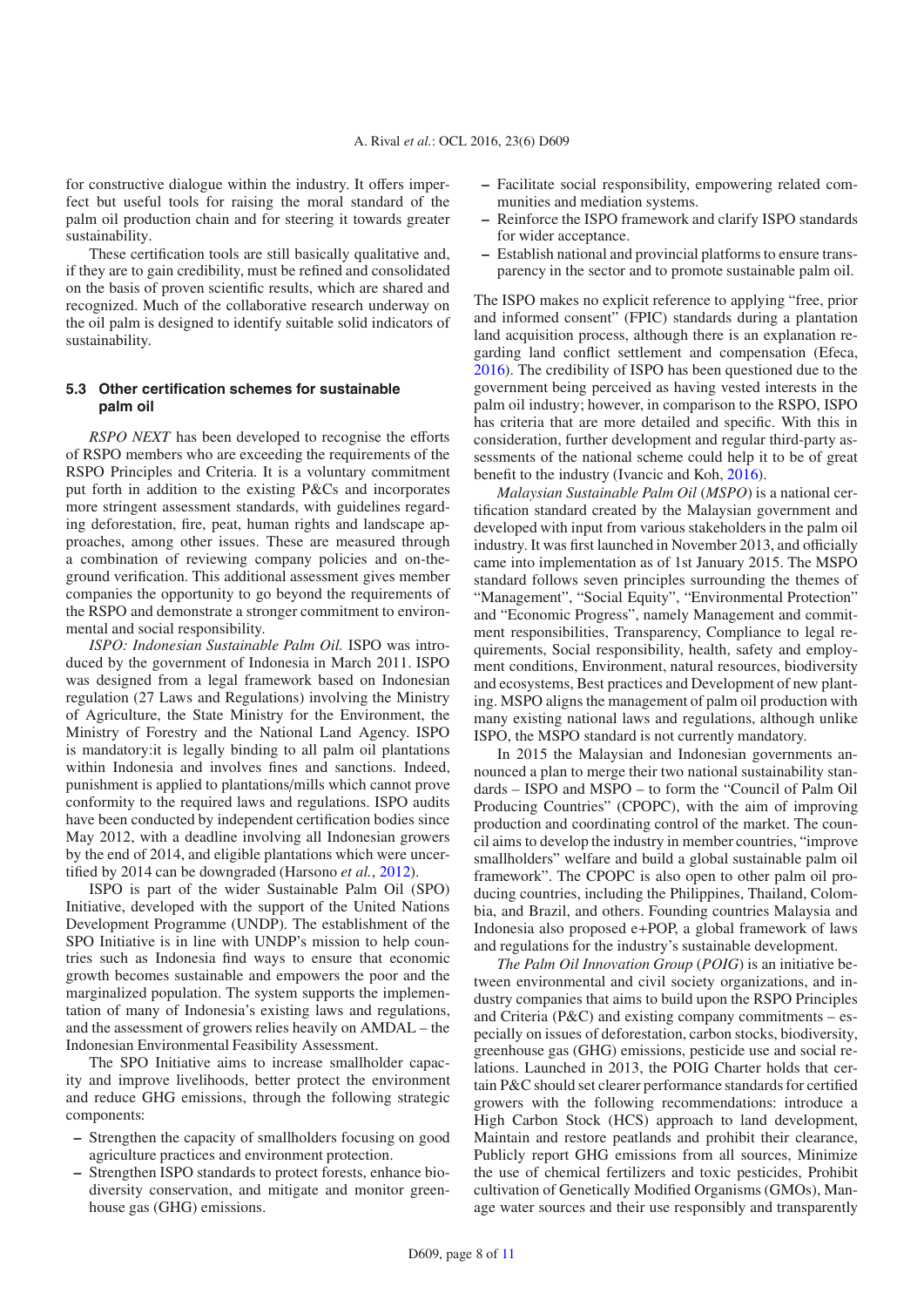for constructive dialogue within the industry. It offers imperfect but useful tools for raising the moral standard of the palm oil production chain and for steering it towards greater sustainability.

These certification tools are still basically qualitative and, if they are to gain credibility, must be refined and consolidated on the basis of proven scientific results, which are shared and recognized. Much of the collaborative research underway on the oil palm is designed to identify suitable solid indicators of sustainability.

### 5.3 Other certification schemes for sustainable palm oil

*RSPO NEXT* has been developed to recognise the efforts of RSPO members who are exceeding the requirements of the RSPO Principles and Criteria. It is a voluntary commitment put forth in addition to the existing P&Cs and incorporates more stringent assessment standards, with guidelines regarding deforestation, fire, peat, human rights and landscape approaches, among other issues. These are measured through a combination of reviewing company policies and on-the-ground verification. This additional assessment gives member companies the opportunity to go beyond the requirements of the RSPO and demonstrate a stronger commitment to environmental and social responsibility.

*ISPO: Indonesian Sustainable Palm Oil.* ISPO was introduced by the government of Indonesia in March 2011. ISPO was designed from a legal framework based on Indonesian regulation (27 Laws and Regulations) involving the Ministry of Agriculture, the State Ministry for the Environment, the Ministry of Forestry and the National Land Agency. ISPO is mandatory:it is legally binding to all palm oil plantations within Indonesia and involves fines and sanctions. Indeed, punishment is applied to plantations/mills which cannot prove conformity to the required laws and regulations. ISPO audits have been conducted by independent certification bodies since May 2012, with a deadline involving all Indonesian growers by the end of 2014, and eligible plantations which were uncertified by 2014 can be downgraded (Harsono *et al.*, 2012).

ISPO is part of the wider Sustainable Palm Oil (SPO) Initiative, developed with the support of the United Nations Development Programme (UNDP). The establishment of the SPO Initiative is in line with UNDP's mission to help countries such as Indonesia find ways to ensure that economic growth becomes sustainable and empowers the poor and the marginalized population. The system supports the implementation of many of Indonesia's existing laws and regulations, and the assessment of growers relies heavily on AMDAL – the Indonesian Environmental Feasibility Assessment.

The SPO Initiative aims to increase smallholder capacity and improve livelihoods, better protect the environment and reduce GHG emissions, through the following strategic components:

- Strengthen the capacity of smallholders focusing on good agriculture practices and environment protection.
- Strengthen ISPO standards to protect forests, enhance biodiversity conservation, and mitigate and monitor greenhouse gas (GHG) emissions.
- Facilitate social responsibility, empowering related communities and mediation systems.
- Reinforce the ISPO framework and clarify ISPO standards for wider acceptance.
- Establish national and provincial platforms to ensure transparency in the sector and to promote sustainable palm oil.

The ISPO makes no explicit reference to applying "free, prior and informed consent" (FPIC) standards during a plantation land acquisition process, although there is an explanation regarding land conflict settlement and compensation (Efeca, 2016). The credibility of ISPO has been questioned due to the government being perceived as having vested interests in the palm oil industry; however, in comparison to the RSPO, ISPO has criteria that are more detailed and specific. With this in consideration, further development and regular third-party assessments of the national scheme could help it to be of great benefit to the industry (Ivancic and Koh, 2016).

*Malaysian Sustainable Palm Oil* (*MSPO*) is a national certification standard created by the Malaysian government and developed with input from various stakeholders in the palm oil industry. It was first launched in November 2013, and officially came into implementation as of 1st January 2015. The MSPO standard follows seven principles surrounding the themes of "Management", "Social Equity", "Environmental Protection" and "Economic Progress", namely Management and commitment responsibilities, Transparency, Compliance to legal requirements, Social responsibility, health, safety and employment conditions, Environment, natural resources, biodiversity and ecosystems, Best practices and Development of new planting. MSPO aligns the management of palm oil production with many existing national laws and regulations, although unlike ISPO, the MSPO standard is not currently mandatory.

In 2015 the Malaysian and Indonesian governments announced a plan to merge their two national sustainability standards – ISPO and MSPO – to form the "Council of Palm Oil Producing Countries" (CPOPC), with the aim of improving production and coordinating control of the market. The council aims to develop the industry in member countries, "improve smallholders" welfare and build a global sustainable palm oil framework". The CPOPC is also open to other palm oil producing countries, including the Philippines, Thailand, Colombia, and Brazil, and others. Founding countries Malaysia and Indonesia also proposed e+POP, a global framework of laws and regulations for the industry's sustainable development.

*The Palm Oil Innovation Group* (*POIG*) is an initiative between environmental and civil society organizations, and industry companies that aims to build upon the RSPO Principles and Criteria (P&C) and existing company commitments – especially on issues of deforestation, carbon stocks, biodiversity, greenhouse gas (GHG) emissions, pesticide use and social relations. Launched in 2013, the POIG Charter holds that certain P&C should set clearer performance standards for certified growers with the following recommendations: introduce a High Carbon Stock (HCS) approach to land development, Maintain and restore peatlands and prohibit their clearance, Publicly report GHG emissions from all sources, Minimize the use of chemical fertilizers and toxic pesticides, Prohibit cultivation of Genetically Modified Organisms (GMOs), Manage water sources and their use responsibly and transparently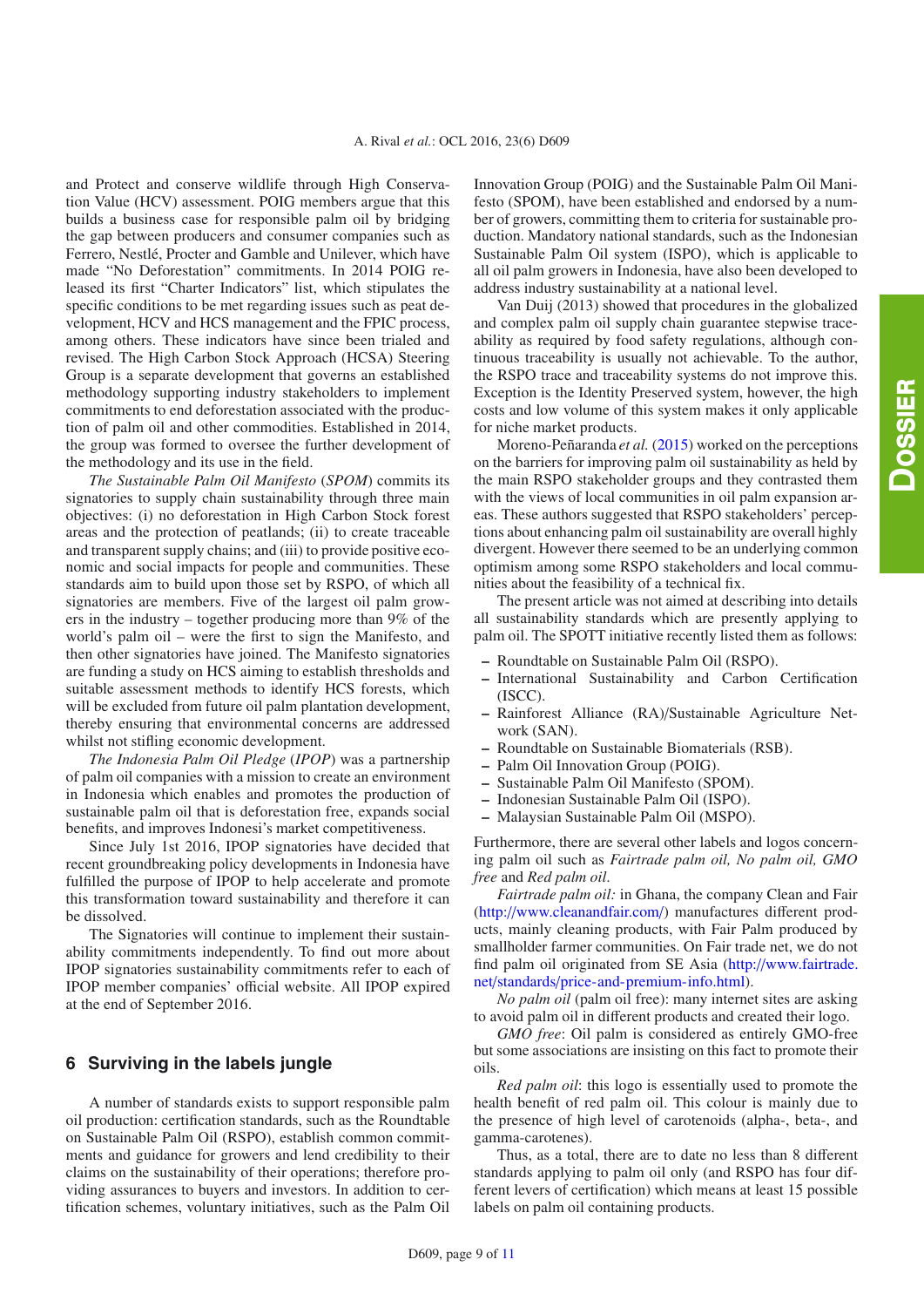and Protect and conserve wildlife through High Conservation Value (HCV) assessment. POIG members argue that this builds a business case for responsible palm oil by bridging the gap between producers and consumer companies such as Ferrero, Nestlé, Procter and Gamble and Unilever, which have made "No Deforestation" commitments. In 2014 POIG released its first "Charter Indicators" list, which stipulates the specific conditions to be met regarding issues such as peat development, HCV and HCS management and the FPIC process, among others. These indicators have since been trialed and revised. The High Carbon Stock Approach (HCSA) Steering Group is a separate development that governs an established methodology supporting industry stakeholders to implement commitments to end deforestation associated with the production of palm oil and other commodities. Established in 2014, the group was formed to oversee the further development of the methodology and its use in the field.

*The Sustainable Palm Oil Manifesto* (*SPOM*) commits its signatories to supply chain sustainability through three main objectives: (i) no deforestation in High Carbon Stock forest areas and the protection of peatlands; (ii) to create traceable and transparent supply chains; and (iii) to provide positive economic and social impacts for people and communities. These standards aim to build upon those set by RSPO, of which all signatories are members. Five of the largest oil palm growers in the industry – together producing more than 9% of the world's palm oil – were the first to sign the Manifesto, and then other signatories have joined. The Manifesto signatories are funding a study on HCS aiming to establish thresholds and suitable assessment methods to identify HCS forests, which will be excluded from future oil palm plantation development, thereby ensuring that environmental concerns are addressed whilst not stifling economic development.

*The Indonesia Palm Oil Pledge* (*IPOP*) was a partnership of palm oil companies with a mission to create an environment in Indonesia which enables and promotes the production of sustainable palm oil that is deforestation free, expands social benefits, and improves Indonesi's market competitiveness.

Since July 1st 2016, IPOP signatories have decided that recent groundbreaking policy developments in Indonesia have fulfilled the purpose of IPOP to help accelerate and promote this transformation toward sustainability and therefore it can be dissolved.

The Signatories will continue to implement their sustainability commitments independently. To find out more about IPOP signatories sustainability commitments refer to each of IPOP member companies' official website. All IPOP expired at the end of September 2016.

## 6 Surviving in the labels jungle

A number of standards exists to support responsible palm oil production: certification standards, such as the Roundtable on Sustainable Palm Oil (RSPO), establish common commitments and guidance for growers and lend credibility to their claims on the sustainability of their operations; therefore providing assurances to buyers and investors. In addition to certification schemes, voluntary initiatives, such as the Palm Oil Innovation Group (POIG) and the Sustainable Palm Oil Manifesto (SPOM), have been established and endorsed by a number of growers, committing them to criteria for sustainable production. Mandatory national standards, such as the Indonesian Sustainable Palm Oil system (ISPO), which is applicable to all oil palm growers in Indonesia, have also been developed to address industry sustainability at a national level.

Van Duij (2013) showed that procedures in the globalized and complex palm oil supply chain guarantee stepwise traceability as required by food safety regulations, although continuous traceability is usually not achievable. To the author, the RSPO trace and traceability systems do not improve this. Exception is the Identity Preserved system, however, the high costs and low volume of this system makes it only applicable for niche market products.

Moreno-Peñaranda *et al.* (2015) worked on the perceptions on the barriers for improving palm oil sustainability as held by the main RSPO stakeholder groups and they contrasted them with the views of local communities in oil palm expansion areas. These authors suggested that RSPO stakeholders' perceptions about enhancing palm oil sustainability are overall highly divergent. However there seemed to be an underlying common optimism among some RSPO stakeholders and local communities about the feasibility of a technical fix.

The present article was not aimed at describing into details all sustainability standards which are presently applying to palm oil. The SPOTT initiative recently listed them as follows:

- Roundtable on Sustainable Palm Oil (RSPO).
- International Sustainability and Carbon Certification (ISCC).
- Rainforest Alliance (RA)/Sustainable Agriculture Network (SAN).
- Roundtable on Sustainable Biomaterials (RSB).
- Palm Oil Innovation Group (POIG).
- Sustainable Palm Oil Manifesto (SPOM).
- Indonesian Sustainable Palm Oil (ISPO).
- Malaysian Sustainable Palm Oil (MSPO).

Furthermore, there are several other labels and logos concerning palm oil such as *Fairtrade palm oil, No palm oil, GMO free* and *Red palm oil*.

*Fairtrade palm oil:* in Ghana, the company Clean and Fair (http://www.cleanandfair.com/) manufactures different products, mainly cleaning products, with Fair Palm produced by smallholder farmer communities. On Fair trade net, we do not find palm oil originated from SE Asia (http://www.fairtrade.net/standards/price-and-premium-info.html).

*No palm oil* (palm oil free): many internet sites are asking to avoid palm oil in different products and created their logo.

*GMO free*: Oil palm is considered as entirely GMO-free but some associations are insisting on this fact to promote their oils.

*Red palm oil*: this logo is essentially used to promote the health benefit of red palm oil. This colour is mainly due to the presence of high level of carotenoids (alpha-, beta-, and gamma-carotenes).

Thus, as a total, there are to date no less than 8 different standards applying to palm oil only (and RSPO has four different levers of certification) which means at least 15 possible labels on palm oil containing products.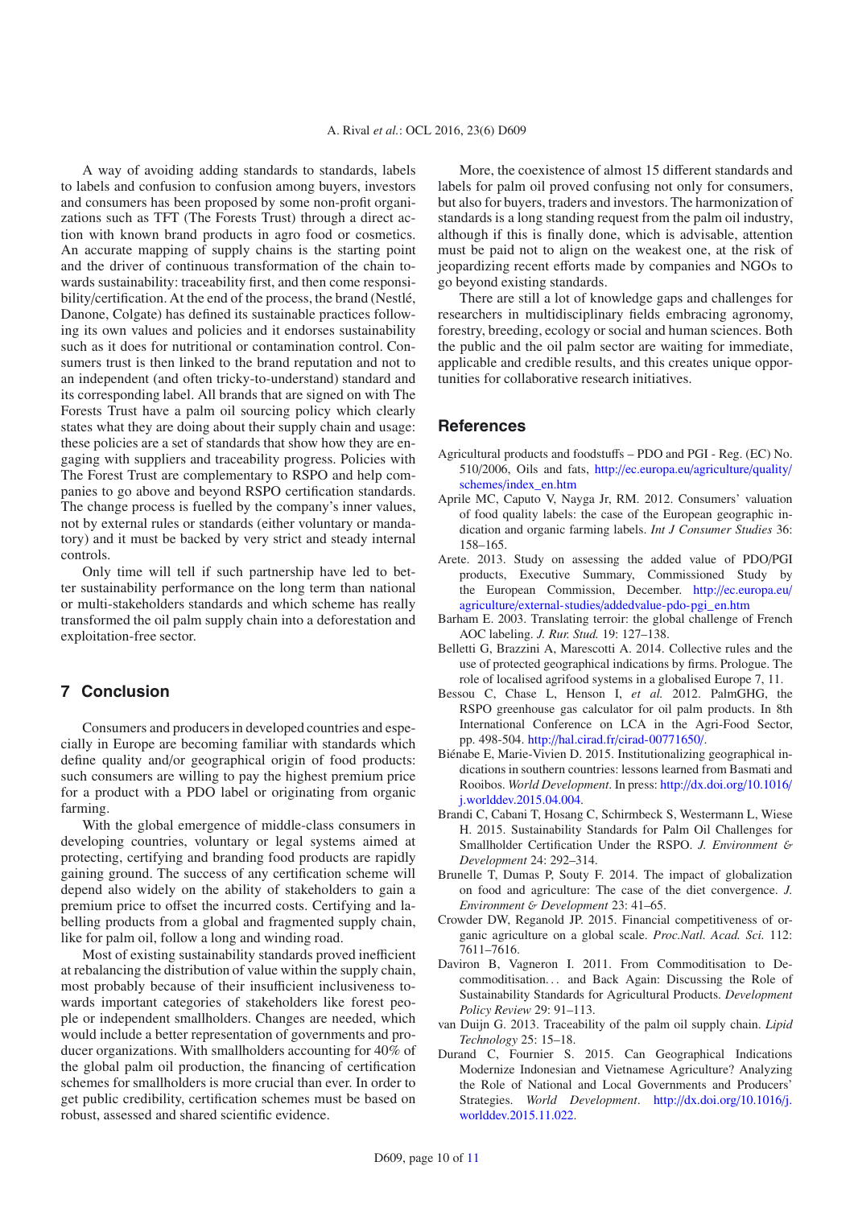A way of avoiding adding standards to standards, labels to labels and confusion among buyers, investors and consumers has been proposed by some non-profit organizations such as TFT (The Forests Trust) through a direct action with known brand products in agro food or cosmetics. An accurate mapping of supply chains is the starting point and the driver of continuous transformation of the chain towards sustainability: traceability first, and then come responsibility/certification. At the end of the process, the brand (Nestlé, Danone, Colgate) has defined its sustainable practices following its own values and policies and it endorses sustainability such as it does for nutritional or contamination control. Consumers trust is then linked to the brand reputation and not to an independent (and often tricky-to-understand) standard and its corresponding label. All brands that are signed on with The Forests Trust have a palm oil sourcing policy which clearly states what they are doing about their supply chain and usage: these policies are a set of standards that show how they are engaging with suppliers and traceability progress. Policies with The Forest Trust are complementary to RSPO and help companies to go above and beyond RSPO certification standards. The change process is fuelled by the company's inner values, not by external rules or standards (either voluntary or mandatory) and it must be backed by very strict and steady internal controls.

Only time will tell if such partnership have led to better sustainability performance on the long term than national or multi-stakeholders standards and which scheme has really transformed the oil palm supply chain into a deforestation and exploitation-free sector.

## 7 Conclusion

Consumers and producers in developed countries and especially in Europe are becoming familiar with standards which define quality and/or geographical origin of food products: such consumers are willing to pay the highest premium price for a product with a PDO label or originating from organic farming.

With the global emergence of middle-class consumers in developing countries, voluntary or legal systems aimed at protecting, certifying and branding food products are rapidly gaining ground. The success of any certification scheme will depend also widely on the ability of stakeholders to gain a premium price to offset the incurred costs. Certifying and labelling products from a global and fragmented supply chain, like for palm oil, follow a long and winding road.

Most of existing sustainability standards proved inefficient at rebalancing the distribution of value within the supply chain, most probably because of their insufficient inclusiveness towards important categories of stakeholders like forest people or independent smallholders. Changes are needed, which would include a better representation of governments and producer organizations. With smallholders accounting for 40% of the global palm oil production, the financing of certification schemes for smallholders is more crucial than ever. In order to get public credibility, certification schemes must be based on robust, assessed and shared scientific evidence.

More, the coexistence of almost 15 different standards and labels for palm oil proved confusing not only for consumers, but also for buyers, traders and investors. The harmonization of standards is a long standing request from the palm oil industry, although if this is finally done, which is advisable, attention must be paid not to align on the weakest one, at the risk of jeopardizing recent efforts made by companies and NGOs to go beyond existing standards.

There are still a lot of knowledge gaps and challenges for researchers in multidisciplinary fields embracing agronomy, forestry, breeding, ecology or social and human sciences. Both the public and the oil palm sector are waiting for immediate, applicable and credible results, and this creates unique opportunities for collaborative research initiatives.

## References

Agricultural products and foodstuffs – PDO and PGI - Reg. (EC) No. 510/2006, Oils and fats, http://ec.europa.eu/agriculture/quality/schemes/index_en.htm

Aprile MC, Caputo V, Nayga Jr, RM. 2012. Consumers' valuation of food quality labels: the case of the European geographic indication and organic farming labels. *Int J Consumer Studies* 36: 158–165.

Arete. 2013. Study on assessing the added value of PDO/PGI products, Executive Summary, Commissioned Study by the European Commission, December. http://ec.europa.eu/agriculture/external-studies/addedvalue-pdo-pgi_en.htm

Barham E. 2003. Translating terroir: the global challenge of French AOC labeling. *J. Rur. Stud.* 19: 127–138.

Belletti G, Brazzini A, Marescotti A. 2014. Collective rules and the use of protected geographical indications by firms. Prologue. The role of localised agrifood systems in a globalised Europe 7, 11.

Bessou C, Chase L, Henson I, *et al.* 2012. PalmGHG, the RSPO greenhouse gas calculator for oil palm products. In 8th International Conference on LCA in the Agri-Food Sector, pp. 498-504. http://hal.cirad.fr/cirad-00771650/.

Biénabe E, Marie-Vivien D. 2015. Institutionalizing geographical indications in southern countries: lessons learned from Basmati and Rooibos. *World Development*. In press: http://dx.doi.org/10.1016/j.worlddev.2015.04.004.

Brandi C, Cabani T, Hosang C, Schirmbeck S, Westermann L, Wiese H. 2015. Sustainability Standards for Palm Oil Challenges for Smallholder Certification Under the RSPO. *J. Environment & Development* 24: 292–314.

Brunelle T, Dumas P, Souty F. 2014. The impact of globalization on food and agriculture: The case of the diet convergence. *J. Environment & Development* 23: 41–65.

Crowder DW, Reganold JP. 2015. Financial competitiveness of organic agriculture on a global scale. *Proc.Natl. Acad. Sci.* 112: 7611–7616.

Daviron B, Vagneron I. 2011. From Commoditisation to De-commoditisation… and Back Again: Discussing the Role of Sustainability Standards for Agricultural Products. *Development Policy Review* 29: 91–113.

van Duijn G. 2013. Traceability of the palm oil supply chain. *Lipid Technology* 25: 15–18.

Durand C, Fournier S. 2015. Can Geographical Indications Modernize Indonesian and Vietnamese Agriculture? Analyzing the Role of National and Local Governments and Producers' Strategies. *World Development*. http://dx.doi.org/10.1016/j.worlddev.2015.11.022.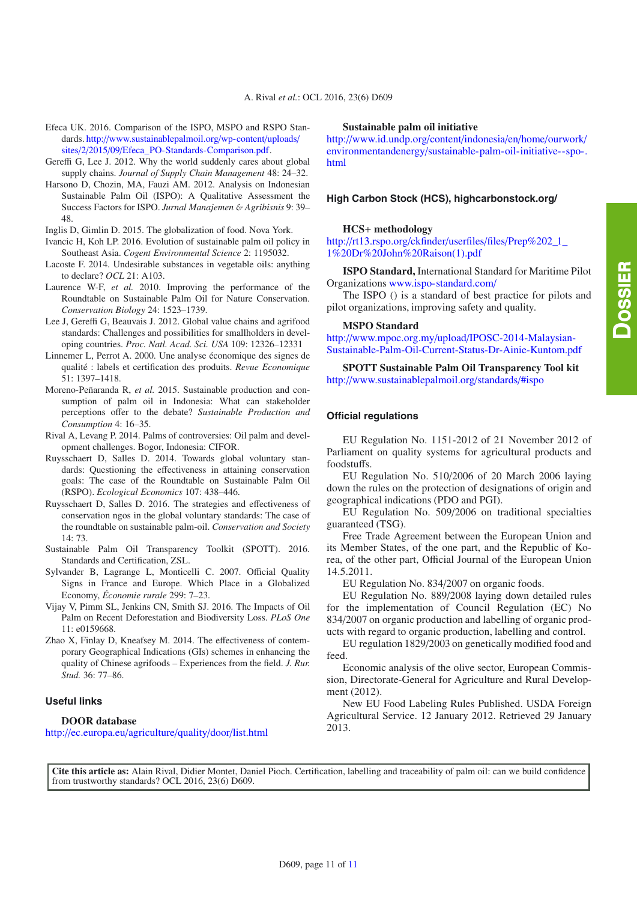Efeca UK. 2016. Comparison of the ISPO, MSPO and RSPO Standards. http://www.sustainablepalmoil.org/wp-content/uploads/sites/2/2015/09/Efeca_PO-Standards-Comparison.pdf.

Gereffi G, Lee J. 2012. Why the world suddenly cares about global supply chains. *Journal of Supply Chain Management* 48: 24–32.

Harsono D, Chozin, MA, Fauzi AM. 2012. Analysis on Indonesian Sustainable Palm Oil (ISPO): A Qualitative Assessment the Success Factors for ISPO. *Jurnal Manajemen & Agribisnis* 9: 39–48.

Inglis D, Gimlin D. 2015. The globalization of food. Nova York.

Ivancic H, Koh LP. 2016. Evolution of sustainable palm oil policy in Southeast Asia. *Cogent Environmental Science* 2: 1195032.

Lacoste F. 2014. Undesirable substances in vegetable oils: anything to declare? *OCL* 21: A103.

Laurence W-F, *et al.* 2010. Improving the performance of the Roundtable on Sustainable Palm Oil for Nature Conservation. *Conservation Biology* 24: 1523–1739.

Lee J, Gereffi G, Beauvais J. 2012. Global value chains and agrifood standards: Challenges and possibilities for smallholders in developing countries. *Proc. Natl. Acad. Sci. USA* 109: 12326–12331

Linnemer L, Perrot A. 2000. Une analyse économique des signes de qualité : labels et certification des produits. *Revue Economique* 51: 1397–1418.

Moreno-Peñaranda R, *et al.* 2015. Sustainable production and consumption of palm oil in Indonesia: What can stakeholder perceptions offer to the debate? *Sustainable Production and Consumption* 4: 16–35.

Rival A, Levang P. 2014. Palms of controversies: Oil palm and development challenges. Bogor, Indonesia: CIFOR.

Ruysschaert D, Salles D. 2014. Towards global voluntary standards: Questioning the effectiveness in attaining conservation goals: The case of the Roundtable on Sustainable Palm Oil (RSPO). *Ecological Economics* 107: 438–446.

Ruysschaert D, Salles D. 2016. The strategies and effectiveness of conservation ngos in the global voluntary standards: The case of the roundtable on sustainable palm-oil. *Conservation and Society* 14: 73.

Sustainable Palm Oil Transparency Toolkit (SPOTT). 2016. Standards and Certification, ZSL.

Sylvander B, Lagrange L, Monticelli C. 2007. Official Quality Signs in France and Europe. Which Place in a Globalized Economy, *Économie rurale* 299: 7–23.

Vijay V, Pimm SL, Jenkins CN, Smith SJ. 2016. The Impacts of Oil Palm on Recent Deforestation and Biodiversity Loss. *PLoS One* 11: e0159668.

Zhao X, Finlay D, Kneafsey M. 2014. The effectiveness of contemporary Geographical Indications (GIs) schemes in enhancing the quality of Chinese agrifoods – Experiences from the field. *J. Rur. Stud.* 36: 77–86.

## Useful links

**DOOR database**
http://ec.europa.eu/agriculture/quality/door/list.html

**Sustainable palm oil initiative**
http://www.id.undp.org/content/indonesia/en/home/ourwork/environmentandenergy/sustainable-palm-oil-initiative--spo-.html

**High Carbon Stock (HCS), highcarbonstock.org/**

**HCS+ methodology**
http://rt13.rspo.org/ckfinder/userfiles/files/Prep%202_1_1%20Dr%20John%20Raison(1).pdf

**ISPO Standard,** International Standard for Maritime Pilot Organizations www.ispo-standard.com/
The ISPO () is a standard of best practice for pilots and pilot organizations, improving safety and quality.

**MSPO Standard**
http://www.mpoc.org.my/upload/IPOSC-2014-Malaysian-Sustainable-Palm-Oil-Current-Status-Dr-Ainie-Kuntom.pdf

**SPOTT Sustainable Palm Oil Transparency Tool kit**
http://www.sustainablepalmoil.org/standards/#ispo

## Official regulations

EU Regulation No. 1151-2012 of 21 November 2012 of Parliament on quality systems for agricultural products and foodstuffs.

EU Regulation No. 510/2006 of 20 March 2006 laying down the rules on the protection of designations of origin and geographical indications (PDO and PGI).

EU Regulation No. 509/2006 on traditional specialties guaranteed (TSG).

Free Trade Agreement between the European Union and its Member States, of the one part, and the Republic of Korea, of the other part, Official Journal of the European Union 14.5.2011.

EU Regulation No. 834/2007 on organic foods.

EU Regulation No. 889/2008 laying down detailed rules for the implementation of Council Regulation (EC) No 834/2007 on organic production and labelling of organic products with regard to organic production, labelling and control.

EU regulation 1829/2003 on genetically modified food and feed.

Economic analysis of the olive sector, European Commission, Directorate-General for Agriculture and Rural Development (2012).

New EU Food Labeling Rules Published. USDA Foreign Agricultural Service. 12 January 2012. Retrieved 29 January 2013.

**Cite this article as:** Alain Rival, Didier Montet, Daniel Pioch. Certification, labelling and traceability of palm oil: can we build confidence from trustworthy standards? OCL 2016, 23(6) D609.